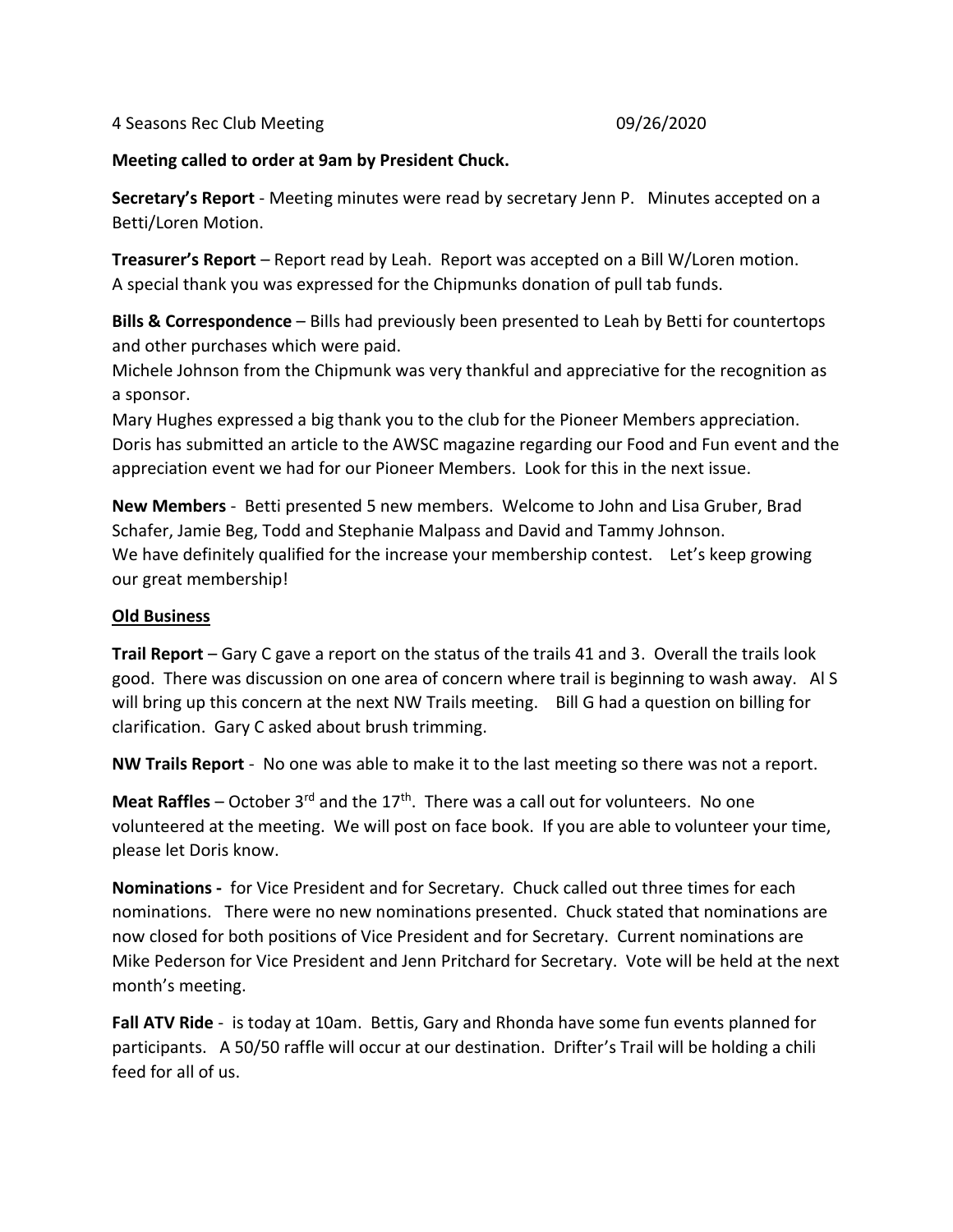4 Seasons Rec Club Meeting 09/26/2020

**Meeting called to order at 9am by President Chuck.**

**Secretary's Report** - Meeting minutes were read by secretary Jenn P. Minutes accepted on a Betti/Loren Motion.

**Treasurer's Report** – Report read by Leah. Report was accepted on a Bill W/Loren motion. A special thank you was expressed for the Chipmunks donation of pull tab funds.

**Bills & Correspondence** – Bills had previously been presented to Leah by Betti for countertops and other purchases which were paid.
Michele Johnson from the Chipmunk was very thankful and appreciative for the recognition as a sponsor.
Mary Hughes expressed a big thank you to the club for the Pioneer Members appreciation.
Doris has submitted an article to the AWSC magazine regarding our Food and Fun event and the appreciation event we had for our Pioneer Members. Look for this in the next issue.

**New Members** - Betti presented 5 new members. Welcome to John and Lisa Gruber, Brad Schafer, Jamie Beg, Todd and Stephanie Malpass and David and Tammy Johnson.
We have definitely qualified for the increase your membership contest. Let's keep growing our great membership!

**Old Business**

**Trail Report** – Gary C gave a report on the status of the trails 41 and 3. Overall the trails look good. There was discussion on one area of concern where trail is beginning to wash away. Al S will bring up this concern at the next NW Trails meeting. Bill G had a question on billing for clarification. Gary C asked about brush trimming.

**NW Trails Report** - No one was able to make it to the last meeting so there was not a report.

**Meat Raffles** – October 3rd and the 17th. There was a call out for volunteers. No one volunteered at the meeting. We will post on face book. If you are able to volunteer your time, please let Doris know.

**Nominations -** for Vice President and for Secretary. Chuck called out three times for each nominations. There were no new nominations presented. Chuck stated that nominations are now closed for both positions of Vice President and for Secretary. Current nominations are Mike Pederson for Vice President and Jenn Pritchard for Secretary. Vote will be held at the next month's meeting.

**Fall ATV Ride** - is today at 10am. Bettis, Gary and Rhonda have some fun events planned for participants. A 50/50 raffle will occur at our destination. Drifter's Trail will be holding a chili feed for all of us.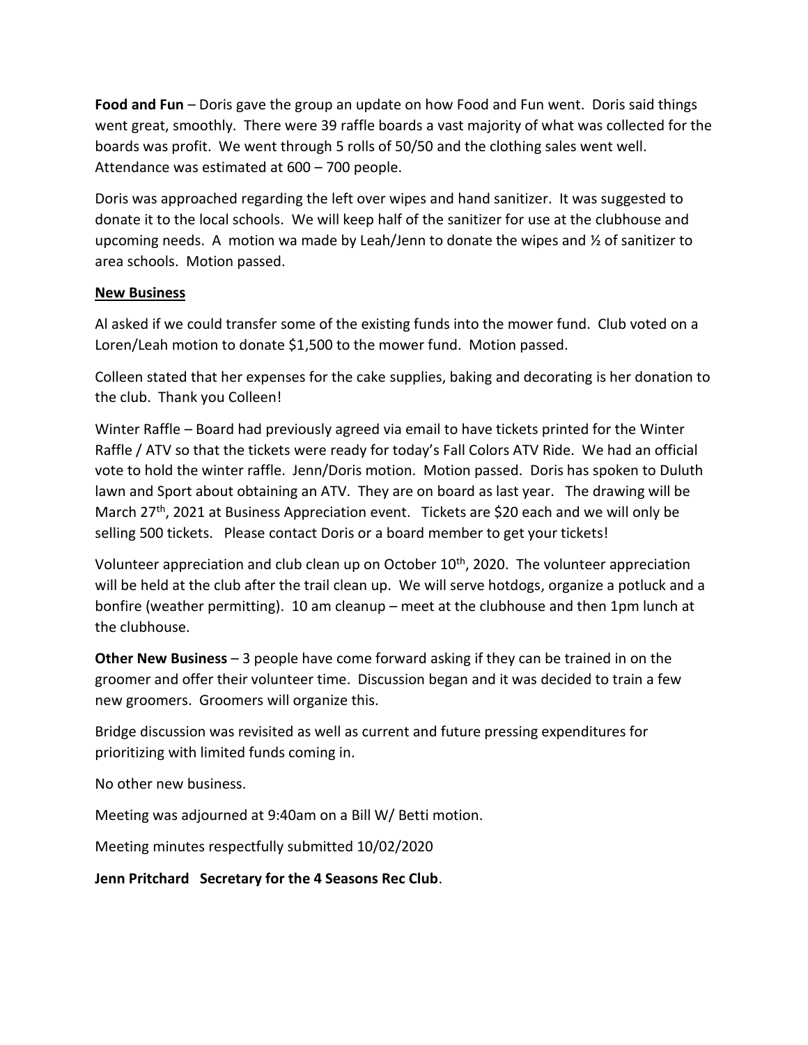**Food and Fun** – Doris gave the group an update on how Food and Fun went. Doris said things went great, smoothly. There were 39 raffle boards a vast majority of what was collected for the boards was profit. We went through 5 rolls of 50/50 and the clothing sales went well. Attendance was estimated at 600 – 700 people.

Doris was approached regarding the left over wipes and hand sanitizer. It was suggested to donate it to the local schools. We will keep half of the sanitizer for use at the clubhouse and upcoming needs. A motion wa made by Leah/Jenn to donate the wipes and ½ of sanitizer to area schools. Motion passed.

**New Business**

Al asked if we could transfer some of the existing funds into the mower fund. Club voted on a Loren/Leah motion to donate $1,500 to the mower fund. Motion passed.

Colleen stated that her expenses for the cake supplies, baking and decorating is her donation to the club. Thank you Colleen!

Winter Raffle – Board had previously agreed via email to have tickets printed for the Winter Raffle / ATV so that the tickets were ready for today's Fall Colors ATV Ride. We had an official vote to hold the winter raffle. Jenn/Doris motion. Motion passed. Doris has spoken to Duluth lawn and Sport about obtaining an ATV. They are on board as last year. The drawing will be March 27th, 2021 at Business Appreciation event. Tickets are $20 each and we will only be selling 500 tickets. Please contact Doris or a board member to get your tickets!

Volunteer appreciation and club clean up on October 10th, 2020. The volunteer appreciation will be held at the club after the trail clean up. We will serve hotdogs, organize a potluck and a bonfire (weather permitting). 10 am cleanup – meet at the clubhouse and then 1pm lunch at the clubhouse.

**Other New Business** – 3 people have come forward asking if they can be trained in on the groomer and offer their volunteer time. Discussion began and it was decided to train a few new groomers. Groomers will organize this.

Bridge discussion was revisited as well as current and future pressing expenditures for prioritizing with limited funds coming in.

No other new business.

Meeting was adjourned at 9:40am on a Bill W/ Betti motion.

Meeting minutes respectfully submitted 10/02/2020

**Jenn Pritchard Secretary for the 4 Seasons Rec Club**.